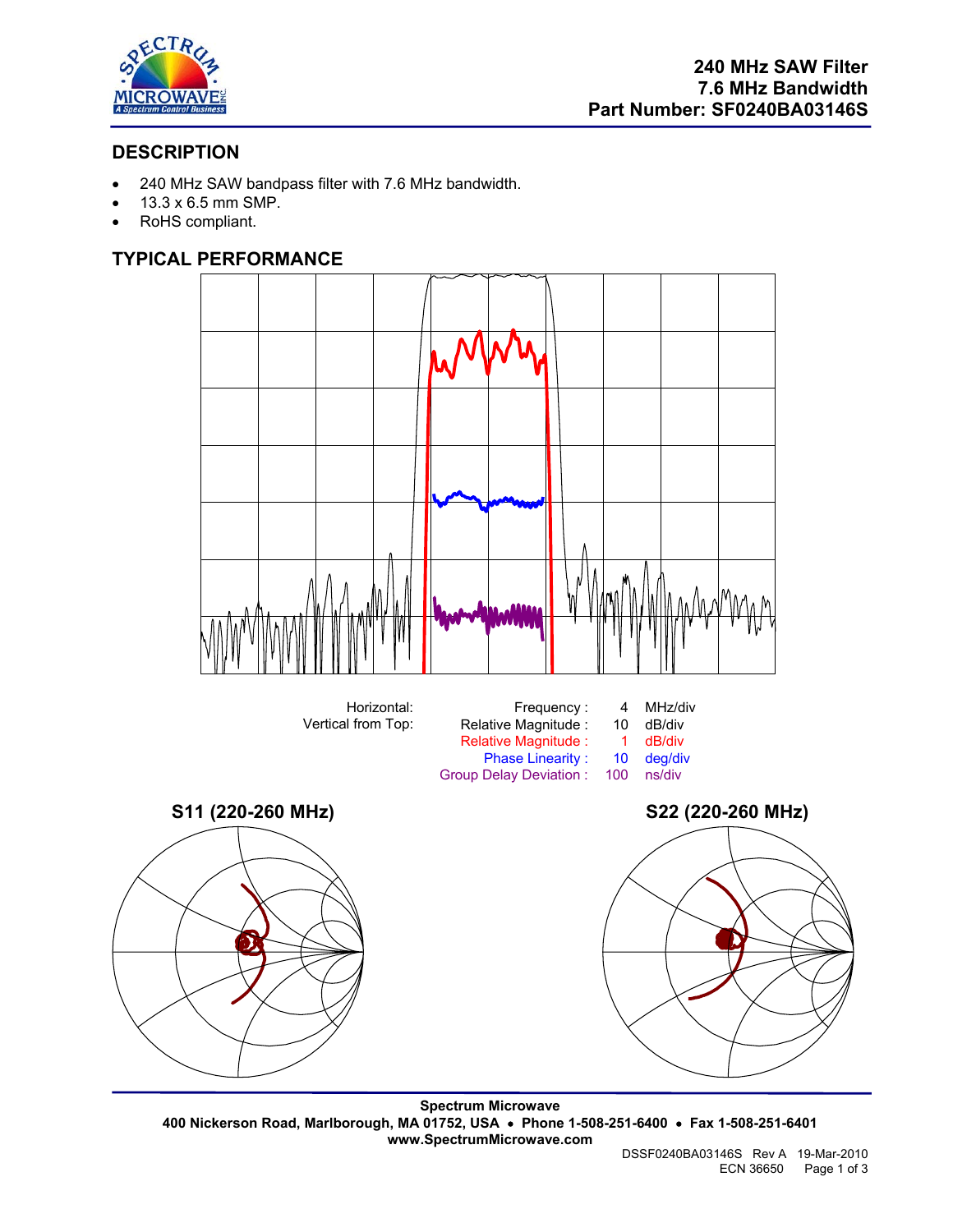# 240 MHz SAW Filter
# 7.6 MHz Bandwidth
# Part Number: SF0240BA03146S

## DESCRIPTION

- 240 MHz SAW bandpass filter with 7.6 MHz bandwidth.
- 13.3 x 6.5 mm SMP.
- RoHS compliant.

## TYPICAL PERFORMANCE

| Horizontal: | Frequency : | 4 | MHz/div |
|---|---|---|---|
| Vertical from Top: | Relative Magnitude : | 10 | dB/div |
| | Relative Magnitude : | 1 | dB/div |
| | Phase Linearity : | 10 | deg/div |
| | Group Delay Deviation : | 100 | ns/div |

**S11 (220-260 MHz)**

**S22 (220-260 MHz)**

**Spectrum Microwave**
**400 Nickerson Road, Marlborough, MA 01752, USA • Phone 1-508-251-6400 • Fax 1-508-251-6401**
**www.SpectrumMicrowave.com**

DSSF0240BA03146S Rev A 19-Mar-2010
ECN 36650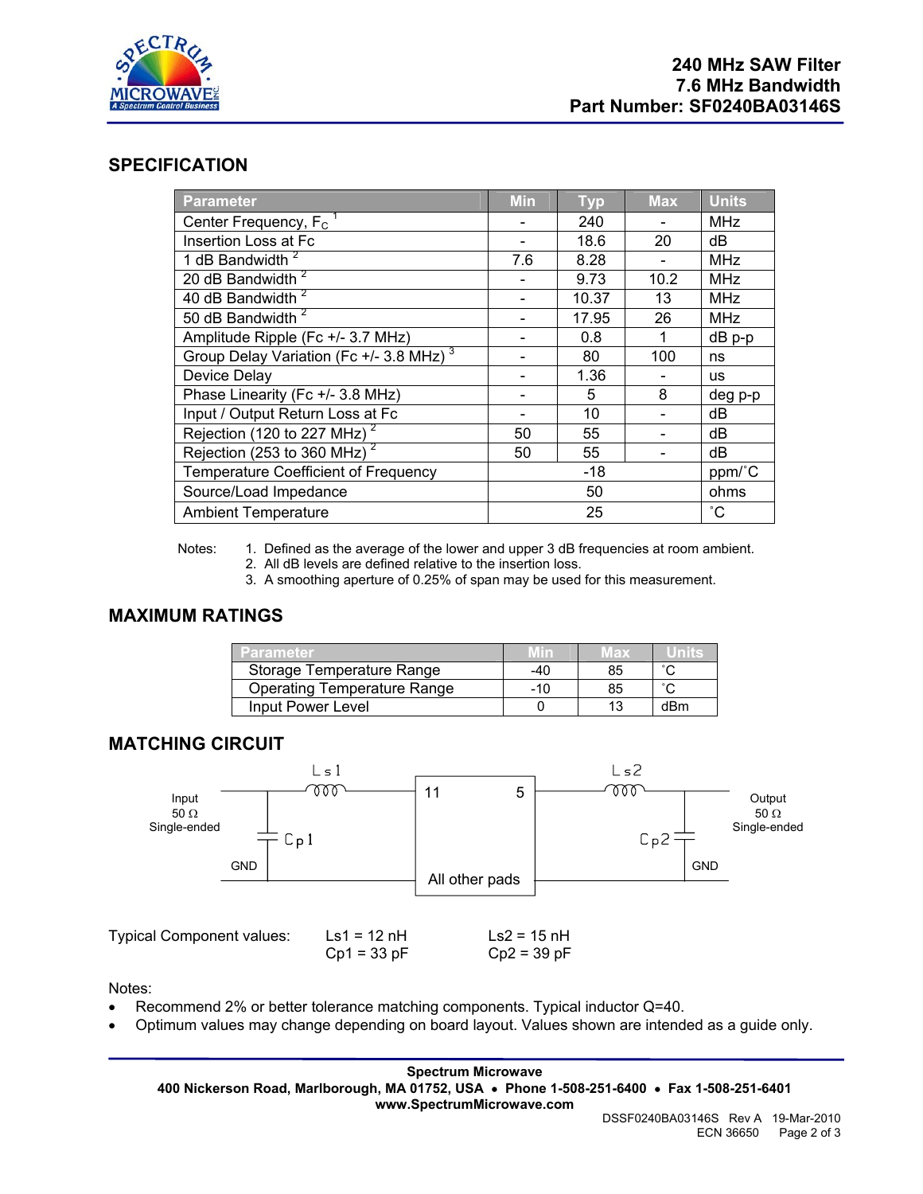**240 MHz SAW Filter**
**7.6 MHz Bandwidth**
**Part Number: SF0240BA03146S**

## SPECIFICATION

| Parameter | Min | Typ | Max | Units |
|---|---|---|---|---|
| Center Frequency, $F_C$ [1] | - | 240 | - | MHz |
| Insertion Loss at Fc | - | 18.6 | 20 | dB |
| 1 dB Bandwidth [2] | 7.6 | 8.28 | - | MHz |
| 20 dB Bandwidth [2] | - | 9.73 | 10.2 | MHz |
| 40 dB Bandwidth [2] | - | 10.37 | 13 | MHz |
| 50 dB Bandwidth [2] | - | 17.95 | 26 | MHz |
| Amplitude Ripple (Fc +/- 3.7 MHz) | - | 0.8 | 1 | dB p-p |
| Group Delay Variation (Fc +/- 3.8 MHz) [3] | - | 80 | 100 | ns |
| Device Delay | - | 1.36 | - | us |
| Phase Linearity (Fc +/- 3.8 MHz) | - | 5 | 8 | deg p-p |
| Input / Output Return Loss at Fc | - | 10 | - | dB |
| Rejection (120 to 227 MHz) [2] | 50 | 55 | - | dB |
| Rejection (253 to 360 MHz) [2] | 50 | 55 | - | dB |
| Temperature Coefficient of Frequency | | -18 | | ppm/˚C |
| Source/Load Impedance | | 50 | | ohms |
| Ambient Temperature | | 25 | | ˚C |

Notes:
1. Defined as the average of the lower and upper 3 dB frequencies at room ambient.
2. All dB levels are defined relative to the insertion loss.
3. A smoothing aperture of 0.25% of span may be used for this measurement.

## MAXIMUM RATINGS

| Parameter | Min | Max | Units |
|---|---|---|---|
| Storage Temperature Range | -40 | 85 | ˚C |
| Operating Temperature Range | -10 | 85 | ˚C |
| Input Power Level | 0 | 13 | dBm |

## MATCHING CIRCUIT

Input 50 Ω Single-ended — Ls1 — pad 11; Cp1 to GND. Pad 5 — Ls2 — Output 50 Ω Single-ended; Cp2 to GND. All other pads to GND.

Typical Component values:

| | |
|---|---|
| Ls1 = 12 nH | Ls2 = 15 nH |
| Cp1 = 33 pF | Cp2 = 39 pF |

Notes:
- Recommend 2% or better tolerance matching components. Typical inductor Q=40.
- Optimum values may change depending on board layout. Values shown are intended as a guide only.

**Spectrum Microwave**
**400 Nickerson Road, Marlborough, MA 01752, USA • Phone 1-508-251-6400 • Fax 1-508-251-6401**
**www.SpectrumMicrowave.com**

DSSF0240BA03146S Rev A 19-Mar-2010
ECN 36650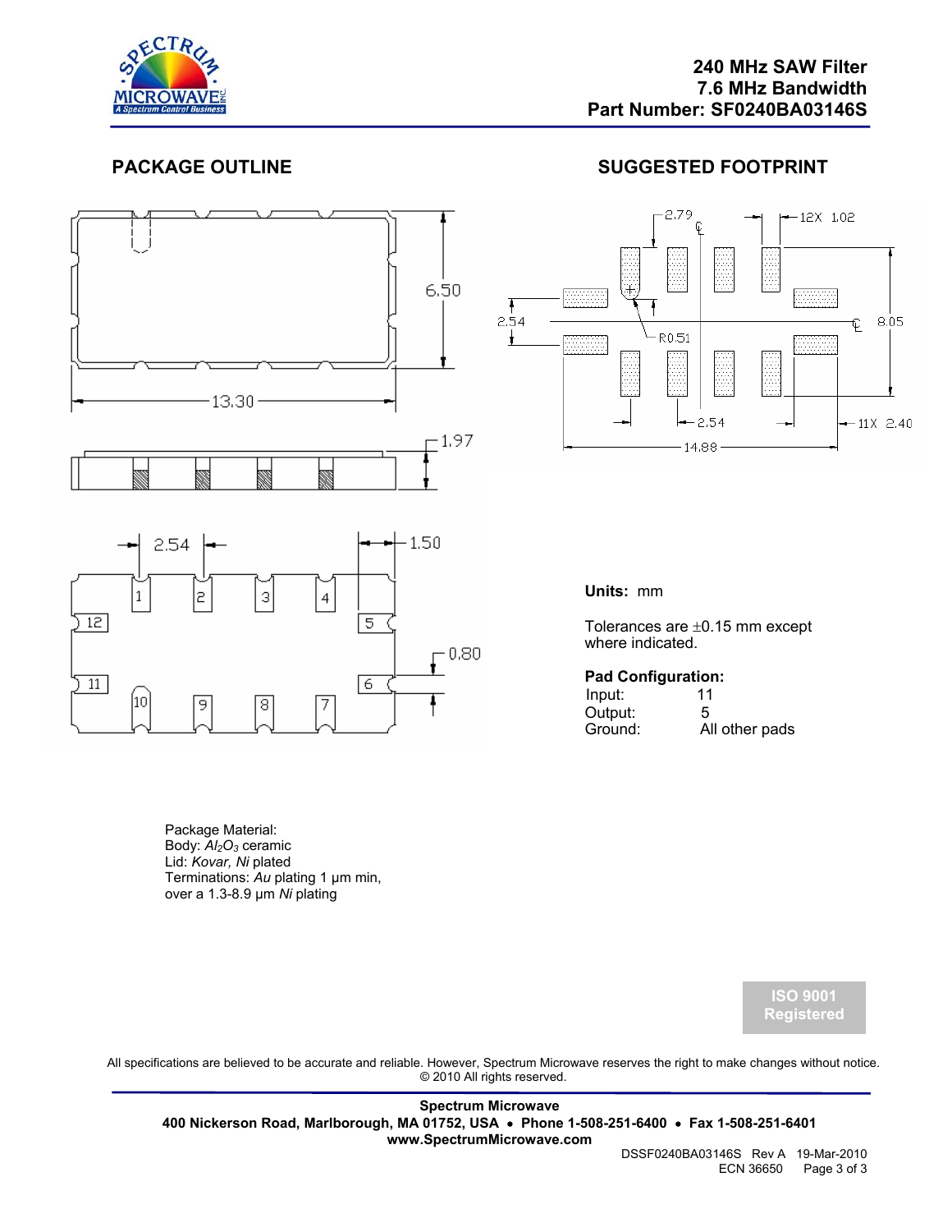**240 MHz SAW Filter**
**7.6 MHz Bandwidth**
**Part Number: SF0240BA03146S**

## PACKAGE OUTLINE

## SUGGESTED FOOTPRINT

6.50
13.30
1.97
2.54
1.50
0.80
1 2 3 4 5 6 7 8 9 10 11 12

2.79
12X 1.02
2.54
8.05
R0.51
2.54
11X 2.40
14.88

**Units:** mm

Tolerances are ±0.15 mm except where indicated.

**Pad Configuration:**

| | |
|---|---|
| Input: | 11 |
| Output: | 5 |
| Ground: | All other pads |

Package Material:
Body: *$Al_2O_3$* ceramic
Lid: *Kovar, Ni* plated
Terminations: *Au* plating 1 µm min, over a 1.3-8.9 µm *Ni* plating

ISO 9001 Registered

All specifications are believed to be accurate and reliable. However, Spectrum Microwave reserves the right to make changes without notice. © 2010 All rights reserved.

**Spectrum Microwave**
**400 Nickerson Road, Marlborough, MA 01752, USA • Phone 1-508-251-6400 • Fax 1-508-251-6401**
**www.SpectrumMicrowave.com**

DSSF0240BA03146S Rev A 19-Mar-2010
ECN 36650